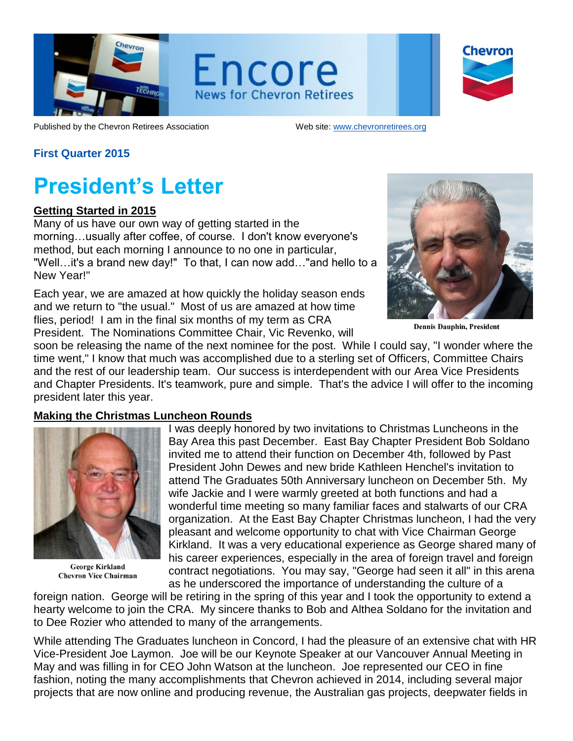# Encore

News for Chevron Retirees

Published by the Chevron Retirees Association    Web site: www.chevronretirees.org

**First Quarter 2015**

# President's Letter

## Getting Started in 2015

Many of us have our own way of getting started in the morning…usually after coffee, of course. I don't know everyone's method, but each morning I announce to no one in particular, "Well…it's a brand new day!" To that, I can now add…"and hello to a New Year!"

Each year, we are amazed at how quickly the holiday season ends and we return to "the usual." Most of us are amazed at how time flies, period! I am in the final six months of my term as CRA President. The Nominations Committee Chair, Vic Revenko, will soon be releasing the name of the next nominee for the post. While I could say, "I wonder where the time went," I know that much was accomplished due to a sterling set of Officers, Committee Chairs and the rest of our leadership team. Our success is interdependent with our Area Vice Presidents and Chapter Presidents. It's teamwork, pure and simple. That's the advice I will offer to the incoming president later this year.

Dennis Dauphin, President

## Making the Christmas Luncheon Rounds

George Kirkland
Chevron Vice Chairman

I was deeply honored by two invitations to Christmas Luncheons in the Bay Area this past December. East Bay Chapter President Bob Soldano invited me to attend their function on December 4th, followed by Past President John Dewes and new bride Kathleen Henchel's invitation to attend The Graduates 50th Anniversary luncheon on December 5th. My wife Jackie and I were warmly greeted at both functions and had a wonderful time meeting so many familiar faces and stalwarts of our CRA organization. At the East Bay Chapter Christmas luncheon, I had the very pleasant and welcome opportunity to chat with Vice Chairman George Kirkland. It was a very educational experience as George shared many of his career experiences, especially in the area of foreign travel and foreign contract negotiations. You may say, "George had seen it all" in this arena as he underscored the importance of understanding the culture of a foreign nation. George will be retiring in the spring of this year and I took the opportunity to extend a hearty welcome to join the CRA. My sincere thanks to Bob and Althea Soldano for the invitation and to Dee Rozier who attended to many of the arrangements.

While attending The Graduates luncheon in Concord, I had the pleasure of an extensive chat with HR Vice-President Joe Laymon. Joe will be our Keynote Speaker at our Vancouver Annual Meeting in May and was filling in for CEO John Watson at the luncheon. Joe represented our CEO in fine fashion, noting the many accomplishments that Chevron achieved in 2014, including several major projects that are now online and producing revenue, the Australian gas projects, deepwater fields in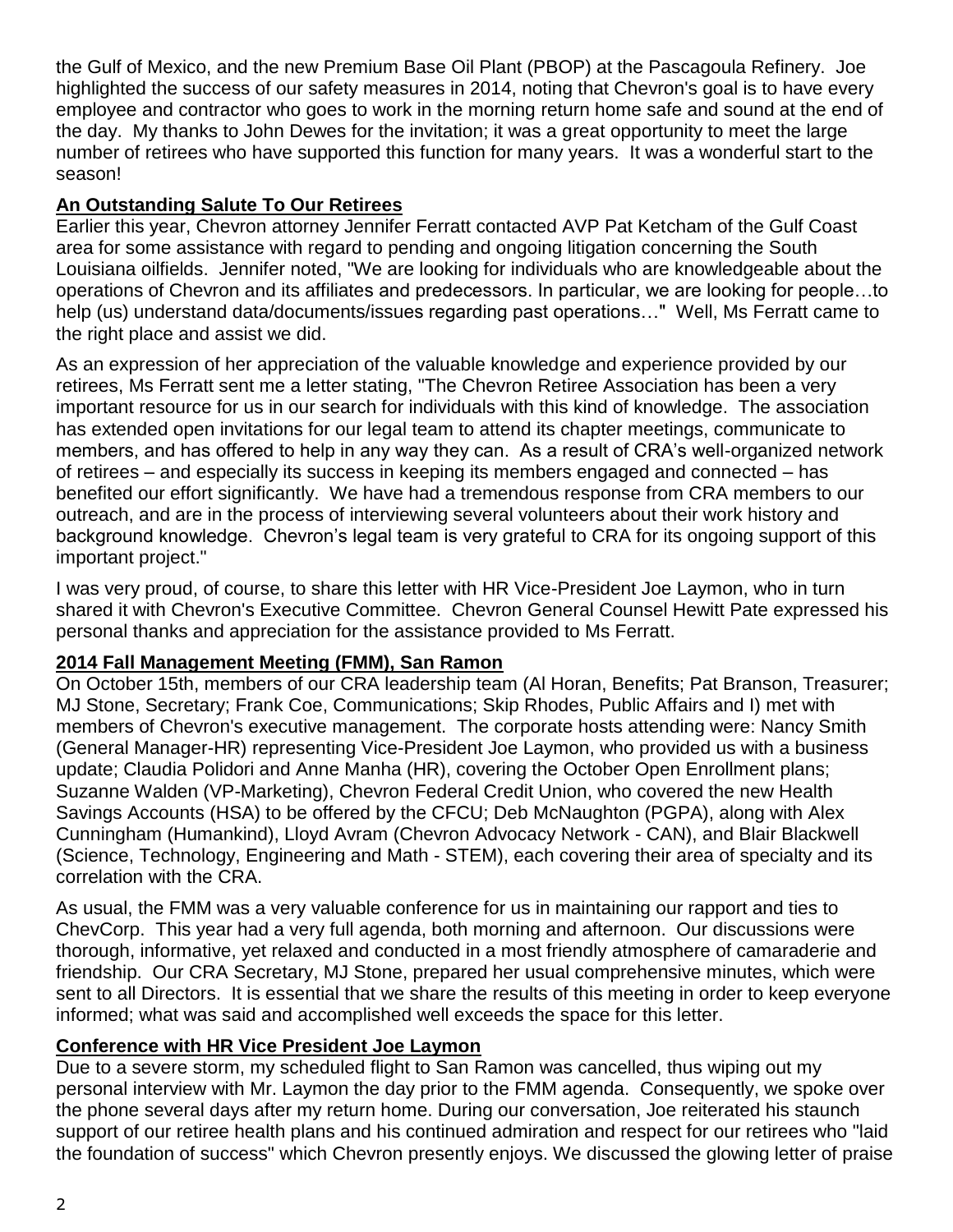the Gulf of Mexico, and the new Premium Base Oil Plant (PBOP) at the Pascagoula Refinery. Joe highlighted the success of our safety measures in 2014, noting that Chevron's goal is to have every employee and contractor who goes to work in the morning return home safe and sound at the end of the day. My thanks to John Dewes for the invitation; it was a great opportunity to meet the large number of retirees who have supported this function for many years. It was a wonderful start to the season!

**An Outstanding Salute To Our Retirees**

Earlier this year, Chevron attorney Jennifer Ferratt contacted AVP Pat Ketcham of the Gulf Coast area for some assistance with regard to pending and ongoing litigation concerning the South Louisiana oilfields. Jennifer noted, "We are looking for individuals who are knowledgeable about the operations of Chevron and its affiliates and predecessors. In particular, we are looking for people…to help (us) understand data/documents/issues regarding past operations…" Well, Ms Ferratt came to the right place and assist we did.

As an expression of her appreciation of the valuable knowledge and experience provided by our retirees, Ms Ferratt sent me a letter stating, "The Chevron Retiree Association has been a very important resource for us in our search for individuals with this kind of knowledge. The association has extended open invitations for our legal team to attend its chapter meetings, communicate to members, and has offered to help in any way they can. As a result of CRA's well-organized network of retirees – and especially its success in keeping its members engaged and connected – has benefited our effort significantly. We have had a tremendous response from CRA members to our outreach, and are in the process of interviewing several volunteers about their work history and background knowledge. Chevron's legal team is very grateful to CRA for its ongoing support of this important project."

I was very proud, of course, to share this letter with HR Vice-President Joe Laymon, who in turn shared it with Chevron's Executive Committee. Chevron General Counsel Hewitt Pate expressed his personal thanks and appreciation for the assistance provided to Ms Ferratt.

**2014 Fall Management Meeting (FMM), San Ramon**

On October 15th, members of our CRA leadership team (Al Horan, Benefits; Pat Branson, Treasurer; MJ Stone, Secretary; Frank Coe, Communications; Skip Rhodes, Public Affairs and I) met with members of Chevron's executive management. The corporate hosts attending were: Nancy Smith (General Manager-HR) representing Vice-President Joe Laymon, who provided us with a business update; Claudia Polidori and Anne Manha (HR), covering the October Open Enrollment plans; Suzanne Walden (VP-Marketing), Chevron Federal Credit Union, who covered the new Health Savings Accounts (HSA) to be offered by the CFCU; Deb McNaughton (PGPA), along with Alex Cunningham (Humankind), Lloyd Avram (Chevron Advocacy Network - CAN), and Blair Blackwell (Science, Technology, Engineering and Math - STEM), each covering their area of specialty and its correlation with the CRA.

As usual, the FMM was a very valuable conference for us in maintaining our rapport and ties to ChevCorp. This year had a very full agenda, both morning and afternoon. Our discussions were thorough, informative, yet relaxed and conducted in a most friendly atmosphere of camaraderie and friendship. Our CRA Secretary, MJ Stone, prepared her usual comprehensive minutes, which were sent to all Directors. It is essential that we share the results of this meeting in order to keep everyone informed; what was said and accomplished well exceeds the space for this letter.

**Conference with HR Vice President Joe Laymon**

Due to a severe storm, my scheduled flight to San Ramon was cancelled, thus wiping out my personal interview with Mr. Laymon the day prior to the FMM agenda. Consequently, we spoke over the phone several days after my return home. During our conversation, Joe reiterated his staunch support of our retiree health plans and his continued admiration and respect for our retirees who "laid the foundation of success" which Chevron presently enjoys. We discussed the glowing letter of praise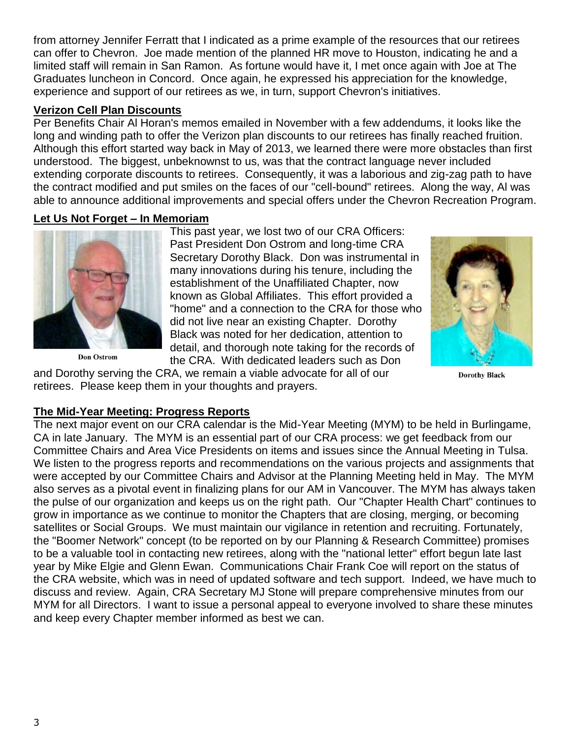from attorney Jennifer Ferratt that I indicated as a prime example of the resources that our retirees can offer to Chevron. Joe made mention of the planned HR move to Houston, indicating he and a limited staff will remain in San Ramon. As fortune would have it, I met once again with Joe at The Graduates luncheon in Concord. Once again, he expressed his appreciation for the knowledge, experience and support of our retirees as we, in turn, support Chevron's initiatives.

**Verizon Cell Plan Discounts**

Per Benefits Chair Al Horan's memos emailed in November with a few addendums, it looks like the long and winding path to offer the Verizon plan discounts to our retirees has finally reached fruition. Although this effort started way back in May of 2013, we learned there were more obstacles than first understood. The biggest, unbeknownst to us, was that the contract language never included extending corporate discounts to retirees. Consequently, it was a laborious and zig-zag path to have the contract modified and put smiles on the faces of our "cell-bound" retirees. Along the way, Al was able to announce additional improvements and special offers under the Chevron Recreation Program.

**Let Us Not Forget – In Memoriam**

This past year, we lost two of our CRA Officers: Past President Don Ostrom and long-time CRA Secretary Dorothy Black. Don was instrumental in many innovations during his tenure, including the establishment of the Unaffiliated Chapter, now known as Global Affiliates. This effort provided a "home" and a connection to the CRA for those who did not live near an existing Chapter. Dorothy Black was noted for her dedication, attention to detail, and thorough note taking for the records of the CRA. With dedicated leaders such as Don and Dorothy serving the CRA, we remain a viable advocate for all of our retirees. Please keep them in your thoughts and prayers.

Don Ostrom

Dorothy Black

**The Mid-Year Meeting: Progress Reports**

The next major event on our CRA calendar is the Mid-Year Meeting (MYM) to be held in Burlingame, CA in late January. The MYM is an essential part of our CRA process: we get feedback from our Committee Chairs and Area Vice Presidents on items and issues since the Annual Meeting in Tulsa. We listen to the progress reports and recommendations on the various projects and assignments that were accepted by our Committee Chairs and Advisor at the Planning Meeting held in May. The MYM also serves as a pivotal event in finalizing plans for our AM in Vancouver. The MYM has always taken the pulse of our organization and keeps us on the right path. Our "Chapter Health Chart" continues to grow in importance as we continue to monitor the Chapters that are closing, merging, or becoming satellites or Social Groups. We must maintain our vigilance in retention and recruiting. Fortunately, the "Boomer Network" concept (to be reported on by our Planning & Research Committee) promises to be a valuable tool in contacting new retirees, along with the "national letter" effort begun late last year by Mike Elgie and Glenn Ewan. Communications Chair Frank Coe will report on the status of the CRA website, which was in need of updated software and tech support. Indeed, we have much to discuss and review. Again, CRA Secretary MJ Stone will prepare comprehensive minutes from our MYM for all Directors. I want to issue a personal appeal to everyone involved to share these minutes and keep every Chapter member informed as best we can.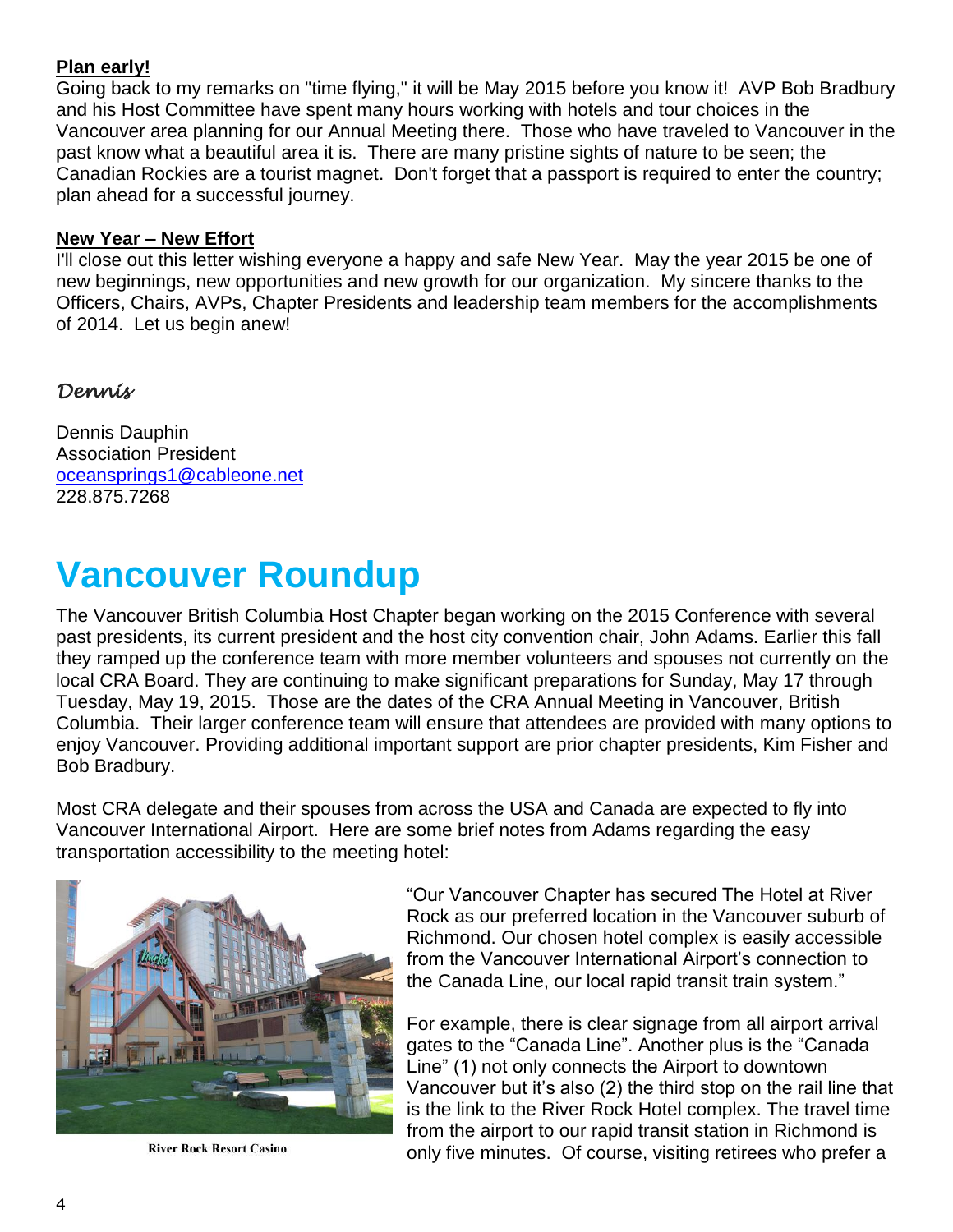**Plan early!**
Going back to my remarks on "time flying," it will be May 2015 before you know it!  AVP Bob Bradbury and his Host Committee have spent many hours working with hotels and tour choices in the Vancouver area planning for our Annual Meeting there.  Those who have traveled to Vancouver in the past know what a beautiful area it is.  There are many pristine sights of nature to be seen; the Canadian Rockies are a tourist magnet.  Don't forget that a passport is required to enter the country; plan ahead for a successful journey.

**New Year – New Effort**
I'll close out this letter wishing everyone a happy and safe New Year.  May the year 2015 be one of new beginnings, new opportunities and new growth for our organization.  My sincere thanks to the Officers, Chairs, AVPs, Chapter Presidents and leadership team members for the accomplishments of 2014.  Let us begin anew!

*Dennis*

Dennis Dauphin
Association President
oceansprings1@cableone.net
228.875.7268

---

# Vancouver Roundup

The Vancouver British Columbia Host Chapter began working on the 2015 Conference with several past presidents, its current president and the host city convention chair, John Adams. Earlier this fall they ramped up the conference team with more member volunteers and spouses not currently on the local CRA Board. They are continuing to make significant preparations for Sunday, May 17 through Tuesday, May 19, 2015.  Those are the dates of the CRA Annual Meeting in Vancouver, British Columbia.  Their larger conference team will ensure that attendees are provided with many options to enjoy Vancouver. Providing additional important support are prior chapter presidents, Kim Fisher and Bob Bradbury.

Most CRA delegate and their spouses from across the USA and Canada are expected to fly into Vancouver International Airport.  Here are some brief notes from Adams regarding the easy transportation accessibility to the meeting hotel:

River Rock Resort Casino

"Our Vancouver Chapter has secured The Hotel at River Rock as our preferred location in the Vancouver suburb of Richmond. Our chosen hotel complex is easily accessible from the Vancouver International Airport's connection to the Canada Line, our local rapid transit train system."

For example, there is clear signage from all airport arrival gates to the "Canada Line". Another plus is the "Canada Line" (1) not only connects the Airport to downtown Vancouver but it's also (2) the third stop on the rail line that is the link to the River Rock Hotel complex. The travel time from the airport to our rapid transit station in Richmond is only five minutes.  Of course, visiting retirees who prefer a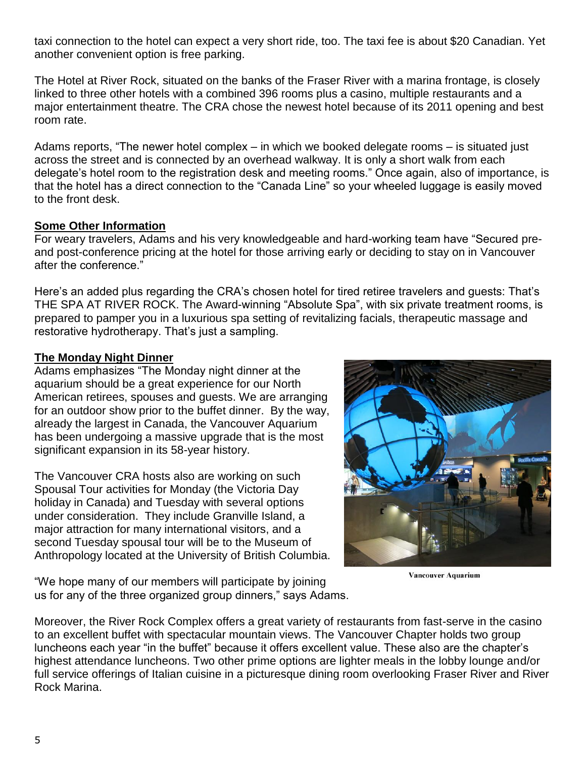taxi connection to the hotel can expect a very short ride, too. The taxi fee is about $20 Canadian. Yet another convenient option is free parking.

The Hotel at River Rock, situated on the banks of the Fraser River with a marina frontage, is closely linked to three other hotels with a combined 396 rooms plus a casino, multiple restaurants and a major entertainment theatre. The CRA chose the newest hotel because of its 2011 opening and best room rate.

Adams reports, "The newer hotel complex – in which we booked delegate rooms – is situated just across the street and is connected by an overhead walkway. It is only a short walk from each delegate's hotel room to the registration desk and meeting rooms." Once again, also of importance, is that the hotel has a direct connection to the "Canada Line" so your wheeled luggage is easily moved to the front desk.

## Some Other Information

For weary travelers, Adams and his very knowledgeable and hard-working team have "Secured pre- and post-conference pricing at the hotel for those arriving early or deciding to stay on in Vancouver after the conference."

Here's an added plus regarding the CRA's chosen hotel for tired retiree travelers and guests: That's THE SPA AT RIVER ROCK. The Award-winning "Absolute Spa", with six private treatment rooms, is prepared to pamper you in a luxurious spa setting of revitalizing facials, therapeutic massage and restorative hydrotherapy. That's just a sampling.

## The Monday Night Dinner

Adams emphasizes "The Monday night dinner at the aquarium should be a great experience for our North American retirees, spouses and guests. We are arranging for an outdoor show prior to the buffet dinner. By the way, already the largest in Canada, the Vancouver Aquarium has been undergoing a massive upgrade that is the most significant expansion in its 58-year history.

The Vancouver CRA hosts also are working on such Spousal Tour activities for Monday (the Victoria Day holiday in Canada) and Tuesday with several options under consideration. They include Granville Island, a major attraction for many international visitors, and a second Tuesday spousal tour will be to the Museum of Anthropology located at the University of British Columbia.

Vancouver Aquarium

"We hope many of our members will participate by joining us for any of the three organized group dinners," says Adams.

Moreover, the River Rock Complex offers a great variety of restaurants from fast-serve in the casino to an excellent buffet with spectacular mountain views. The Vancouver Chapter holds two group luncheons each year "in the buffet" because it offers excellent value. These also are the chapter's highest attendance luncheons. Two other prime options are lighter meals in the lobby lounge and/or full service offerings of Italian cuisine in a picturesque dining room overlooking Fraser River and River Rock Marina.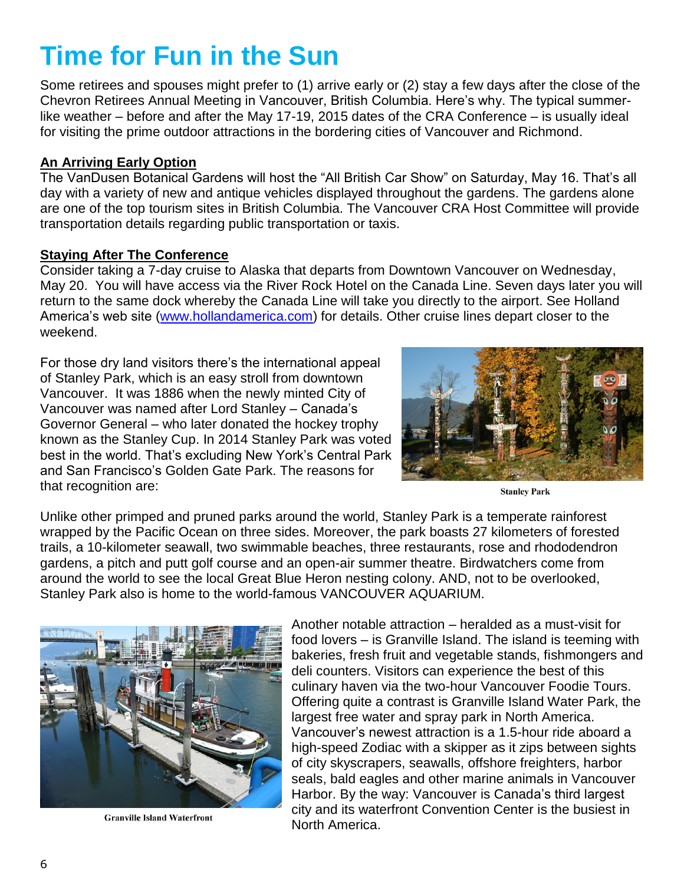# Time for Fun in the Sun

Some retirees and spouses might prefer to (1) arrive early or (2) stay a few days after the close of the Chevron Retirees Annual Meeting in Vancouver, British Columbia. Here's why. The typical summer-like weather – before and after the May 17-19, 2015 dates of the CRA Conference – is usually ideal for visiting the prime outdoor attractions in the bordering cities of Vancouver and Richmond.

**An Arriving Early Option**

The VanDusen Botanical Gardens will host the "All British Car Show" on Saturday, May 16. That's all day with a variety of new and antique vehicles displayed throughout the gardens. The gardens alone are one of the top tourism sites in British Columbia. The Vancouver CRA Host Committee will provide transportation details regarding public transportation or taxis.

**Staying After The Conference**

Consider taking a 7-day cruise to Alaska that departs from Downtown Vancouver on Wednesday, May 20. You will have access via the River Rock Hotel on the Canada Line. Seven days later you will return to the same dock whereby the Canada Line will take you directly to the airport. See Holland America's web site (www.hollandamerica.com) for details. Other cruise lines depart closer to the weekend.

For those dry land visitors there's the international appeal of Stanley Park, which is an easy stroll from downtown Vancouver. It was 1886 when the newly minted City of Vancouver was named after Lord Stanley – Canada's Governor General – who later donated the hockey trophy known as the Stanley Cup. In 2014 Stanley Park was voted best in the world. That's excluding New York's Central Park and San Francisco's Golden Gate Park. The reasons for that recognition are:

Stanley Park

Unlike other primped and pruned parks around the world, Stanley Park is a temperate rainforest wrapped by the Pacific Ocean on three sides. Moreover, the park boasts 27 kilometers of forested trails, a 10-kilometer seawall, two swimmable beaches, three restaurants, rose and rhododendron gardens, a pitch and putt golf course and an open-air summer theatre. Birdwatchers come from around the world to see the local Great Blue Heron nesting colony. AND, not to be overlooked, Stanley Park also is home to the world-famous VANCOUVER AQUARIUM.

Granville Island Waterfront

Another notable attraction – heralded as a must-visit for food lovers – is Granville Island. The island is teeming with bakeries, fresh fruit and vegetable stands, fishmongers and deli counters. Visitors can experience the best of this culinary haven via the two-hour Vancouver Foodie Tours. Offering quite a contrast is Granville Island Water Park, the largest free water and spray park in North America. Vancouver's newest attraction is a 1.5-hour ride aboard a high-speed Zodiac with a skipper as it zips between sights of city skyscrapers, seawalls, offshore freighters, harbor seals, bald eagles and other marine animals in Vancouver Harbor. By the way: Vancouver is Canada's third largest city and its waterfront Convention Center is the busiest in North America.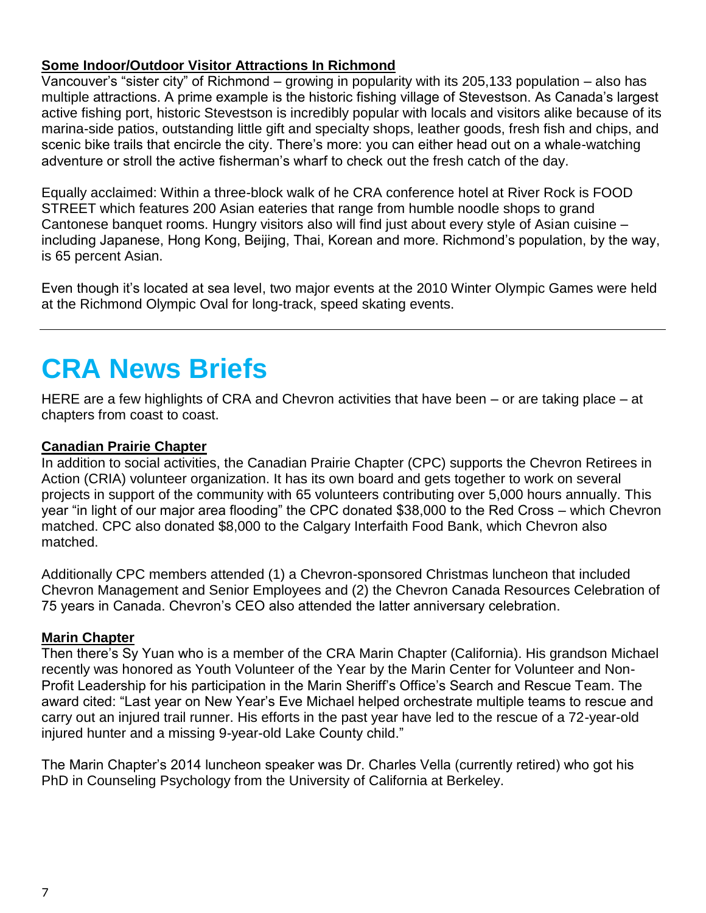### Some Indoor/Outdoor Visitor Attractions In Richmond

Vancouver's "sister city" of Richmond – growing in popularity with its 205,133 population – also has multiple attractions. A prime example is the historic fishing village of Stevestson. As Canada's largest active fishing port, historic Stevestson is incredibly popular with locals and visitors alike because of its marina-side patios, outstanding little gift and specialty shops, leather goods, fresh fish and chips, and scenic bike trails that encircle the city. There's more: you can either head out on a whale-watching adventure or stroll the active fisherman's wharf to check out the fresh catch of the day.

Equally acclaimed: Within a three-block walk of he CRA conference hotel at River Rock is FOOD STREET which features 200 Asian eateries that range from humble noodle shops to grand Cantonese banquet rooms. Hungry visitors also will find just about every style of Asian cuisine – including Japanese, Hong Kong, Beijing, Thai, Korean and more. Richmond's population, by the way, is 65 percent Asian.

Even though it's located at sea level, two major events at the 2010 Winter Olympic Games were held at the Richmond Olympic Oval for long-track, speed skating events.

---

# CRA News Briefs

HERE are a few highlights of CRA and Chevron activities that have been – or are taking place – at chapters from coast to coast.

### Canadian Prairie Chapter

In addition to social activities, the Canadian Prairie Chapter (CPC) supports the Chevron Retirees in Action (CRIA) volunteer organization. It has its own board and gets together to work on several projects in support of the community with 65 volunteers contributing over 5,000 hours annually. This year "in light of our major area flooding" the CPC donated $38,000 to the Red Cross – which Chevron matched. CPC also donated $8,000 to the Calgary Interfaith Food Bank, which Chevron also matched.

Additionally CPC members attended (1) a Chevron-sponsored Christmas luncheon that included Chevron Management and Senior Employees and (2) the Chevron Canada Resources Celebration of 75 years in Canada. Chevron's CEO also attended the latter anniversary celebration.

### Marin Chapter

Then there's Sy Yuan who is a member of the CRA Marin Chapter (California). His grandson Michael recently was honored as Youth Volunteer of the Year by the Marin Center for Volunteer and Non-Profit Leadership for his participation in the Marin Sheriff's Office's Search and Rescue Team. The award cited: "Last year on New Year's Eve Michael helped orchestrate multiple teams to rescue and carry out an injured trail runner. His efforts in the past year have led to the rescue of a 72-year-old injured hunter and a missing 9-year-old Lake County child."

The Marin Chapter's 2014 luncheon speaker was Dr. Charles Vella (currently retired) who got his PhD in Counseling Psychology from the University of California at Berkeley.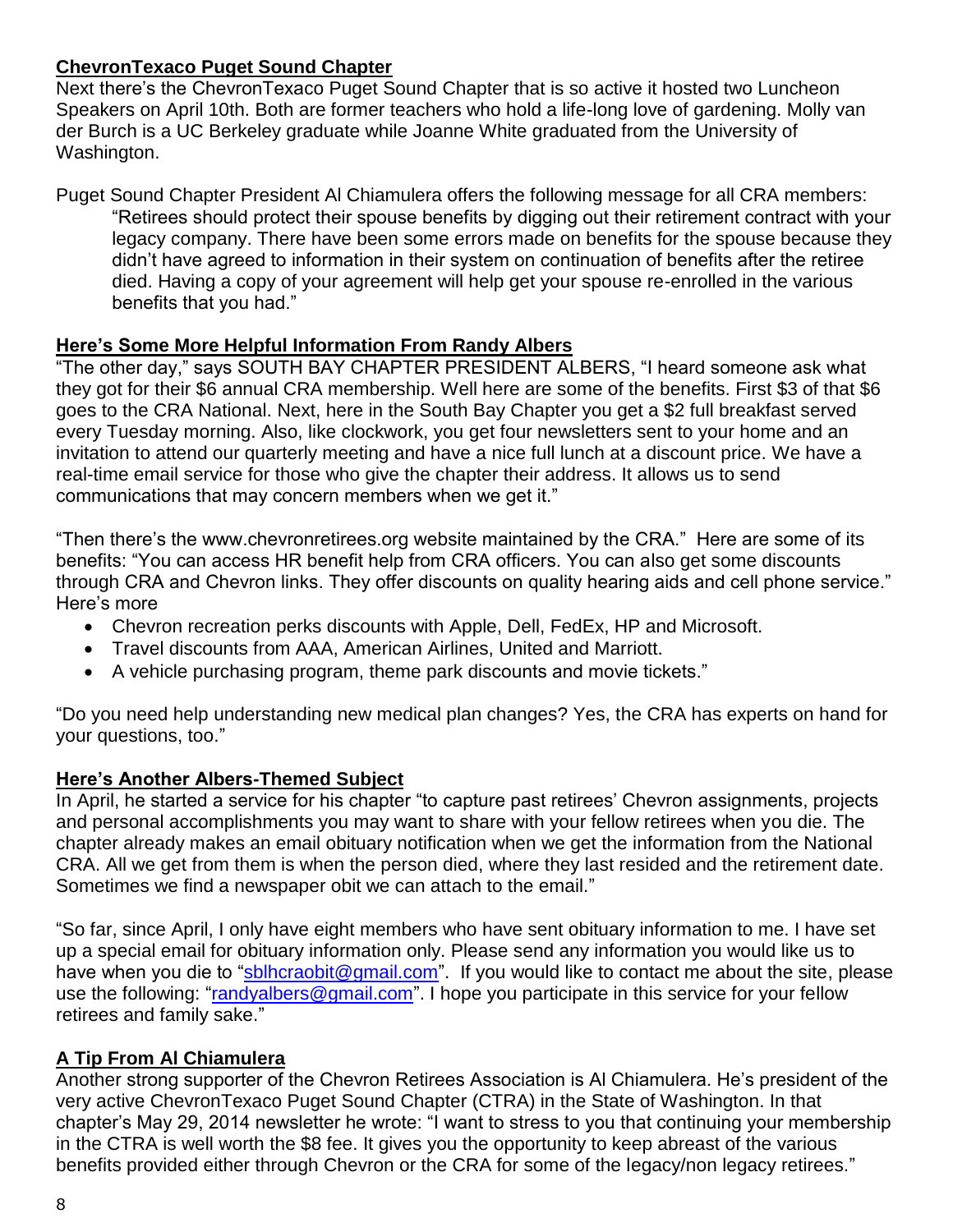## ChevronTexaco Puget Sound Chapter

Next there's the ChevronTexaco Puget Sound Chapter that is so active it hosted two Luncheon Speakers on April 10th. Both are former teachers who hold a life-long love of gardening. Molly van der Burch is a UC Berkeley graduate while Joanne White graduated from the University of Washington.

Puget Sound Chapter President Al Chiamulera offers the following message for all CRA members:

> "Retirees should protect their spouse benefits by digging out their retirement contract with your legacy company. There have been some errors made on benefits for the spouse because they didn't have agreed to information in their system on continuation of benefits after the retiree died. Having a copy of your agreement will help get your spouse re-enrolled in the various benefits that you had."

## Here's Some More Helpful Information From Randy Albers

"The other day," says SOUTH BAY CHAPTER PRESIDENT ALBERS, "I heard someone ask what they got for their $6 annual CRA membership. Well here are some of the benefits. First $3 of that $6 goes to the CRA National. Next, here in the South Bay Chapter you get a $2 full breakfast served every Tuesday morning. Also, like clockwork, you get four newsletters sent to your home and an invitation to attend our quarterly meeting and have a nice full lunch at a discount price. We have a real-time email service for those who give the chapter their address. It allows us to send communications that may concern members when we get it."

"Then there's the www.chevronretirees.org website maintained by the CRA." Here are some of its benefits: "You can access HR benefit help from CRA officers. You can also get some discounts through CRA and Chevron links. They offer discounts on quality hearing aids and cell phone service." Here's more

- Chevron recreation perks discounts with Apple, Dell, FedEx, HP and Microsoft.
- Travel discounts from AAA, American Airlines, United and Marriott.
- A vehicle purchasing program, theme park discounts and movie tickets."

"Do you need help understanding new medical plan changes? Yes, the CRA has experts on hand for your questions, too."

## Here's Another Albers-Themed Subject

In April, he started a service for his chapter "to capture past retirees' Chevron assignments, projects and personal accomplishments you may want to share with your fellow retirees when you die. The chapter already makes an email obituary notification when we get the information from the National CRA. All we get from them is when the person died, where they last resided and the retirement date. Sometimes we find a newspaper obit we can attach to the email."

"So far, since April, I only have eight members who have sent obituary information to me. I have set up a special email for obituary information only. Please send any information you would like us to have when you die to "sblhcraobit@gmail.com". If you would like to contact me about the site, please use the following: "randyalbers@gmail.com". I hope you participate in this service for your fellow retirees and family sake."

## A Tip From Al Chiamulera

Another strong supporter of the Chevron Retirees Association is Al Chiamulera. He's president of the very active ChevronTexaco Puget Sound Chapter (CTRA) in the State of Washington. In that chapter's May 29, 2014 newsletter he wrote: "I want to stress to you that continuing your membership in the CTRA is well worth the $8 fee. It gives you the opportunity to keep abreast of the various benefits provided either through Chevron or the CRA for some of the legacy/non legacy retirees."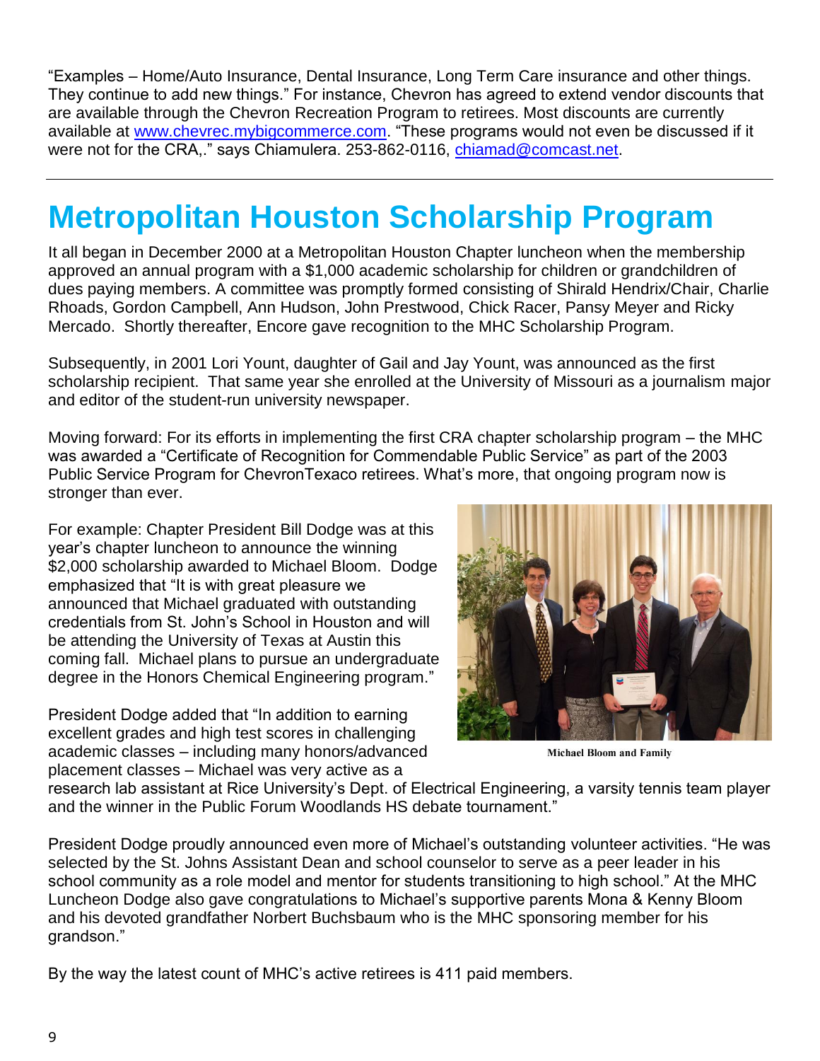"Examples – Home/Auto Insurance, Dental Insurance, Long Term Care insurance and other things. They continue to add new things." For instance, Chevron has agreed to extend vendor discounts that are available through the Chevron Recreation Program to retirees. Most discounts are currently available at www.chevrec.mybigcommerce.com. "These programs would not even be discussed if it were not for the CRA,." says Chiamulera. 253-862-0116, chiamad@comcast.net.

---

# Metropolitan Houston Scholarship Program

It all began in December 2000 at a Metropolitan Houston Chapter luncheon when the membership approved an annual program with a $1,000 academic scholarship for children or grandchildren of dues paying members. A committee was promptly formed consisting of Shirald Hendrix/Chair, Charlie Rhoads, Gordon Campbell, Ann Hudson, John Prestwood, Chick Racer, Pansy Meyer and Ricky Mercado. Shortly thereafter, Encore gave recognition to the MHC Scholarship Program.

Subsequently, in 2001 Lori Yount, daughter of Gail and Jay Yount, was announced as the first scholarship recipient. That same year she enrolled at the University of Missouri as a journalism major and editor of the student-run university newspaper.

Moving forward: For its efforts in implementing the first CRA chapter scholarship program – the MHC was awarded a "Certificate of Recognition for Commendable Public Service" as part of the 2003 Public Service Program for ChevronTexaco retirees. What's more, that ongoing program now is stronger than ever.

For example: Chapter President Bill Dodge was at this year's chapter luncheon to announce the winning $2,000 scholarship awarded to Michael Bloom. Dodge emphasized that "It is with great pleasure we announced that Michael graduated with outstanding credentials from St. John's School in Houston and will be attending the University of Texas at Austin this coming fall. Michael plans to pursue an undergraduate degree in the Honors Chemical Engineering program."

Michael Bloom and Family

President Dodge added that "In addition to earning excellent grades and high test scores in challenging academic classes – including many honors/advanced placement classes – Michael was very active as a research lab assistant at Rice University's Dept. of Electrical Engineering, a varsity tennis team player and the winner in the Public Forum Woodlands HS debate tournament."

President Dodge proudly announced even more of Michael's outstanding volunteer activities. "He was selected by the St. Johns Assistant Dean and school counselor to serve as a peer leader in his school community as a role model and mentor for students transitioning to high school." At the MHC Luncheon Dodge also gave congratulations to Michael's supportive parents Mona & Kenny Bloom and his devoted grandfather Norbert Buchsbaum who is the MHC sponsoring member for his grandson."

By the way the latest count of MHC's active retirees is 411 paid members.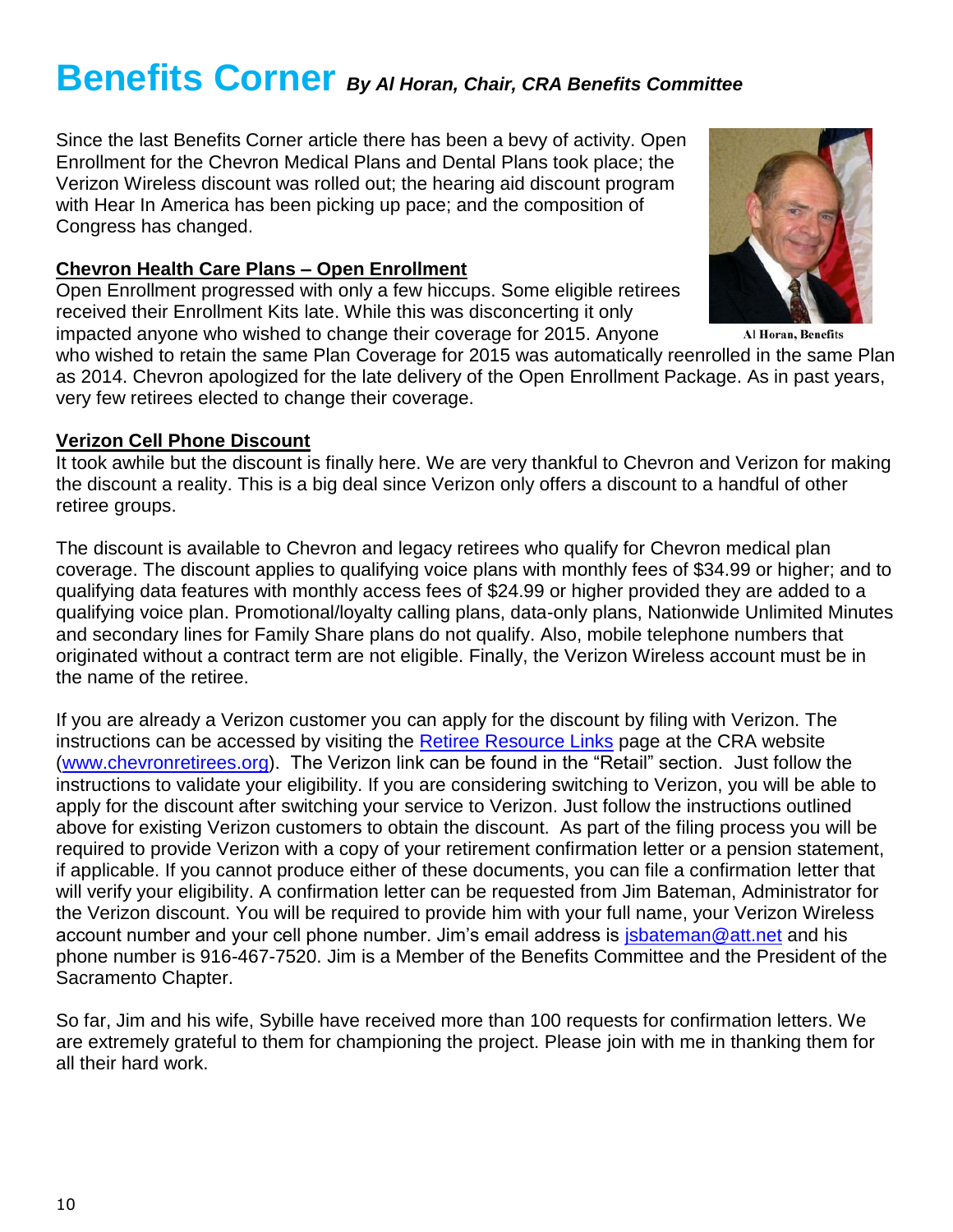# Benefits Corner *By Al Horan, Chair, CRA Benefits Committee*

Since the last Benefits Corner article there has been a bevy of activity. Open Enrollment for the Chevron Medical Plans and Dental Plans took place; the Verizon Wireless discount was rolled out; the hearing aid discount program with Hear In America has been picking up pace; and the composition of Congress has changed.

Al Horan, Benefits

## Chevron Health Care Plans – Open Enrollment

Open Enrollment progressed with only a few hiccups. Some eligible retirees received their Enrollment Kits late. While this was disconcerting it only impacted anyone who wished to change their coverage for 2015. Anyone who wished to retain the same Plan Coverage for 2015 was automatically reenrolled in the same Plan as 2014. Chevron apologized for the late delivery of the Open Enrollment Package. As in past years, very few retirees elected to change their coverage.

## Verizon Cell Phone Discount

It took awhile but the discount is finally here. We are very thankful to Chevron and Verizon for making the discount a reality. This is a big deal since Verizon only offers a discount to a handful of other retiree groups.

The discount is available to Chevron and legacy retirees who qualify for Chevron medical plan coverage. The discount applies to qualifying voice plans with monthly fees of $34.99 or higher; and to qualifying data features with monthly access fees of $24.99 or higher provided they are added to a qualifying voice plan. Promotional/loyalty calling plans, data-only plans, Nationwide Unlimited Minutes and secondary lines for Family Share plans do not qualify. Also, mobile telephone numbers that originated without a contract term are not eligible. Finally, the Verizon Wireless account must be in the name of the retiree.

If you are already a Verizon customer you can apply for the discount by filing with Verizon. The instructions can be accessed by visiting the Retiree Resource Links page at the CRA website (www.chevronretirees.org). The Verizon link can be found in the "Retail" section. Just follow the instructions to validate your eligibility. If you are considering switching to Verizon, you will be able to apply for the discount after switching your service to Verizon. Just follow the instructions outlined above for existing Verizon customers to obtain the discount. As part of the filing process you will be required to provide Verizon with a copy of your retirement confirmation letter or a pension statement, if applicable. If you cannot produce either of these documents, you can file a confirmation letter that will verify your eligibility. A confirmation letter can be requested from Jim Bateman, Administrator for the Verizon discount. You will be required to provide him with your full name, your Verizon Wireless account number and your cell phone number. Jim's email address is jsbateman@att.net and his phone number is 916-467-7520. Jim is a Member of the Benefits Committee and the President of the Sacramento Chapter.

So far, Jim and his wife, Sybille have received more than 100 requests for confirmation letters. We are extremely grateful to them for championing the project. Please join with me in thanking them for all their hard work.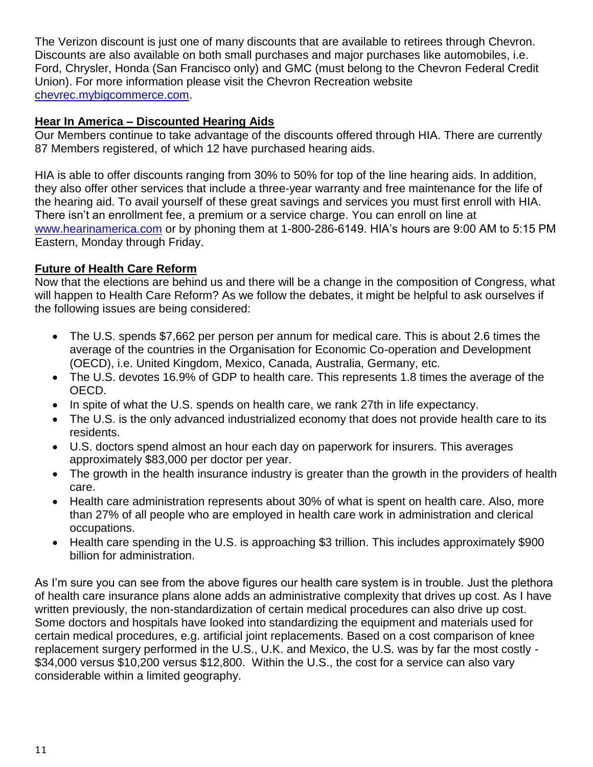The Verizon discount is just one of many discounts that are available to retirees through Chevron. Discounts are also available on both small purchases and major purchases like automobiles, i.e. Ford, Chrysler, Honda (San Francisco only) and GMC (must belong to the Chevron Federal Credit Union). For more information please visit the Chevron Recreation website [chevrec.mybigcommerce.com](chevrec.mybigcommerce.com).

**Hear In America – Discounted Hearing Aids**

Our Members continue to take advantage of the discounts offered through HIA. There are currently 87 Members registered, of which 12 have purchased hearing aids.

HIA is able to offer discounts ranging from 30% to 50% for top of the line hearing aids. In addition, they also offer other services that include a three-year warranty and free maintenance for the life of the hearing aid. To avail yourself of these great savings and services you must first enroll with HIA. There isn't an enrollment fee, a premium or a service charge. You can enroll on line at [www.hearinamerica.com](www.hearinamerica.com) or by phoning them at 1-800-286-6149. HIA's hours are 9:00 AM to 5:15 PM Eastern, Monday through Friday.

**Future of Health Care Reform**

Now that the elections are behind us and there will be a change in the composition of Congress, what will happen to Health Care Reform? As we follow the debates, it might be helpful to ask ourselves if the following issues are being considered:

- The U.S. spends $7,662 per person per annum for medical care. This is about 2.6 times the average of the countries in the Organisation for Economic Co-operation and Development (OECD), i.e. United Kingdom, Mexico, Canada, Australia, Germany, etc.
- The U.S. devotes 16.9% of GDP to health care. This represents 1.8 times the average of the OECD.
- In spite of what the U.S. spends on health care, we rank 27th in life expectancy.
- The U.S. is the only advanced industrialized economy that does not provide health care to its residents.
- U.S. doctors spend almost an hour each day on paperwork for insurers. This averages approximately $83,000 per doctor per year.
- The growth in the health insurance industry is greater than the growth in the providers of health care.
- Health care administration represents about 30% of what is spent on health care. Also, more than 27% of all people who are employed in health care work in administration and clerical occupations.
- Health care spending in the U.S. is approaching $3 trillion. This includes approximately $900 billion for administration.

As I'm sure you can see from the above figures our health care system is in trouble. Just the plethora of health care insurance plans alone adds an administrative complexity that drives up cost. As I have written previously, the non-standardization of certain medical procedures can also drive up cost. Some doctors and hospitals have looked into standardizing the equipment and materials used for certain medical procedures, e.g. artificial joint replacements. Based on a cost comparison of knee replacement surgery performed in the U.S., U.K. and Mexico, the U.S. was by far the most costly - $34,000 versus $10,200 versus $12,800. Within the U.S., the cost for a service can also vary considerable within a limited geography.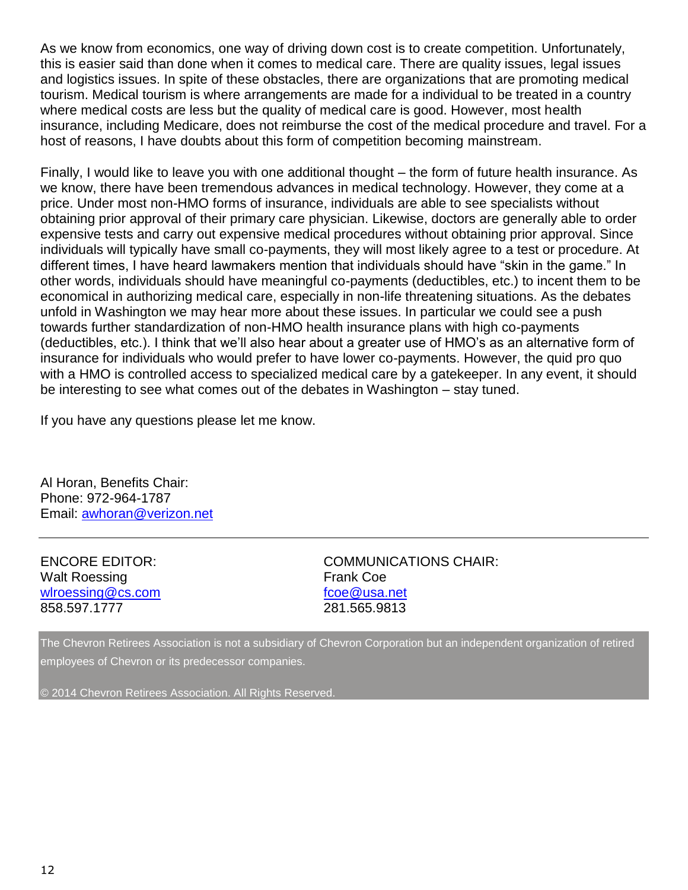As we know from economics, one way of driving down cost is to create competition. Unfortunately, this is easier said than done when it comes to medical care. There are quality issues, legal issues and logistics issues. In spite of these obstacles, there are organizations that are promoting medical tourism. Medical tourism is where arrangements are made for a individual to be treated in a country where medical costs are less but the quality of medical care is good. However, most health insurance, including Medicare, does not reimburse the cost of the medical procedure and travel. For a host of reasons, I have doubts about this form of competition becoming mainstream.

Finally, I would like to leave you with one additional thought – the form of future health insurance. As we know, there have been tremendous advances in medical technology. However, they come at a price. Under most non-HMO forms of insurance, individuals are able to see specialists without obtaining prior approval of their primary care physician. Likewise, doctors are generally able to order expensive tests and carry out expensive medical procedures without obtaining prior approval. Since individuals will typically have small co-payments, they will most likely agree to a test or procedure. At different times, I have heard lawmakers mention that individuals should have "skin in the game." In other words, individuals should have meaningful co-payments (deductibles, etc.) to incent them to be economical in authorizing medical care, especially in non-life threatening situations. As the debates unfold in Washington we may hear more about these issues. In particular we could see a push towards further standardization of non-HMO health insurance plans with high co-payments (deductibles, etc.). I think that we'll also hear about a greater use of HMO's as an alternative form of insurance for individuals who would prefer to have lower co-payments. However, the quid pro quo with a HMO is controlled access to specialized medical care by a gatekeeper. In any event, it should be interesting to see what comes out of the debates in Washington – stay tuned.

If you have any questions please let me know.

Al Horan, Benefits Chair:
Phone: 972-964-1787
Email: awhoran@verizon.net

---

ENCORE EDITOR:
Walt Roessing
wlroessing@cs.com
858.597.1777

COMMUNICATIONS CHAIR:
Frank Coe
fcoe@usa.net
281.565.9813

The Chevron Retirees Association is not a subsidiary of Chevron Corporation but an independent organization of retired employees of Chevron or its predecessor companies.

© 2014 Chevron Retirees Association. All Rights Reserved.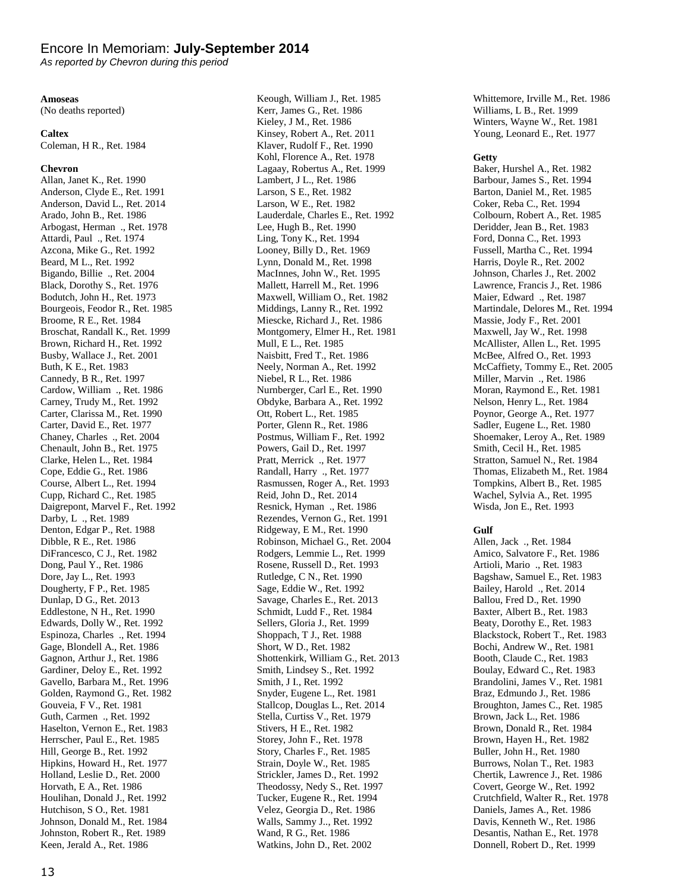# Encore In Memoriam: **July-September 2014**

*As reported by Chevron during this period*

**Amoseas**
(No deaths reported)

**Caltex**
Coleman, H R., Ret. 1984

**Chevron**
Allan, Janet K., Ret. 1990
Anderson, Clyde E., Ret. 1991
Anderson, David L., Ret. 2014
Arado, John B., Ret. 1986
Arbogast, Herman ., Ret. 1978
Attardi, Paul ., Ret. 1974
Azcona, Mike G., Ret. 1992
Beard, M L., Ret. 1992
Bigando, Billie ., Ret. 2004
Black, Dorothy S., Ret. 1976
Bodutch, John H., Ret. 1973
Bourgeois, Feodor R., Ret. 1985
Broome, R E., Ret. 1984
Broschat, Randall K., Ret. 1999
Brown, Richard H., Ret. 1992
Busby, Wallace J., Ret. 2001
Buth, K E., Ret. 1983
Cannedy, B R., Ret. 1997
Cardow, William ., Ret. 1986
Carney, Trudy M., Ret. 1992
Carter, Clarissa M., Ret. 1990
Carter, David E., Ret. 1977
Chaney, Charles ., Ret. 2004
Chenault, John B., Ret. 1975
Clarke, Helen L., Ret. 1984
Cope, Eddie G., Ret. 1986
Course, Albert L., Ret. 1994
Cupp, Richard C., Ret. 1985
Daigrepont, Marvel F., Ret. 1992
Darby, L ., Ret. 1989
Denton, Edgar P., Ret. 1988
Dibble, R E., Ret. 1986
DiFrancesco, C J., Ret. 1982
Dong, Paul Y., Ret. 1986
Dore, Jay L., Ret. 1993
Dougherty, F P., Ret. 1985
Dunlap, D G., Ret. 2013
Eddlestone, N H., Ret. 1990
Edwards, Dolly W., Ret. 1992
Espinoza, Charles ., Ret. 1994
Gage, Blondell A., Ret. 1986
Gagnon, Arthur J., Ret. 1986
Gardiner, Deloy E., Ret. 1992
Gavello, Barbara M., Ret. 1996
Golden, Raymond G., Ret. 1982
Gouveia, F V., Ret. 1981
Guth, Carmen ., Ret. 1992
Haselton, Vernon E., Ret. 1983
Herrscher, Paul E., Ret. 1985
Hill, George B., Ret. 1992
Hipkins, Howard H., Ret. 1977
Holland, Leslie D., Ret. 2000
Horvath, E A., Ret. 1986
Houlihan, Donald J., Ret. 1992
Hutchison, S O., Ret. 1981
Johnson, Donald M., Ret. 1984
Johnston, Robert R., Ret. 1989
Keen, Jerald A., Ret. 1986
Keough, William J., Ret. 1985
Kerr, James G., Ret. 1986
Kieley, J M., Ret. 1986
Kinsey, Robert A., Ret. 2011
Klaver, Rudolf F., Ret. 1990
Kohl, Florence A., Ret. 1978
Lagaay, Robertus A., Ret. 1999
Lambert, J L., Ret. 1986
Larson, S E., Ret. 1982
Larson, W E., Ret. 1982
Lauderdale, Charles E., Ret. 1992
Lee, Hugh B., Ret. 1990
Ling, Tony K., Ret. 1994
Looney, Billy D., Ret. 1969
Lynn, Donald M., Ret. 1998
MacInnes, John W., Ret. 1995
Mallett, Harrell M., Ret. 1996
Maxwell, William O., Ret. 1982
Middings, Lanny R., Ret. 1992
Miescke, Richard J., Ret. 1986
Montgomery, Elmer H., Ret. 1981
Mull, E L., Ret. 1985
Naisbitt, Fred T., Ret. 1986
Neely, Norman A., Ret. 1992
Niebel, R L., Ret. 1986
Nurnberger, Carl E., Ret. 1990
Obdyke, Barbara A., Ret. 1992
Ott, Robert L., Ret. 1985
Porter, Glenn R., Ret. 1986
Postmus, William F., Ret. 1992
Powers, Gail D., Ret. 1997
Pratt, Merrick ., Ret. 1977
Randall, Harry ., Ret. 1977
Rasmussen, Roger A., Ret. 1993
Reid, John D., Ret. 2014
Resnick, Hyman ., Ret. 1986
Rezendes, Vernon G., Ret. 1991
Ridgeway, E M., Ret. 1990
Robinson, Michael G., Ret. 2004
Rodgers, Lemmie L., Ret. 1999
Rosene, Russell D., Ret. 1993
Rutledge, C N., Ret. 1990
Sage, Eddie W., Ret. 1992
Savage, Charles E., Ret. 2013
Schmidt, Ludd F., Ret. 1984
Sellers, Gloria J., Ret. 1999
Shoppach, T J., Ret. 1988
Short, W D., Ret. 1982
Shottenkirk, William G., Ret. 2013
Smith, Lindsey S., Ret. 1992
Smith, J I., Ret. 1992
Snyder, Eugene L., Ret. 1981
Stallcop, Douglas L., Ret. 2014
Stella, Curtiss V., Ret. 1979
Stivers, H E., Ret. 1982
Storey, John F., Ret. 1978
Story, Charles F., Ret. 1985
Strain, Doyle W., Ret. 1985
Strickler, James D., Ret. 1992
Theodossy, Nedy S., Ret. 1997
Tucker, Eugene R., Ret. 1994
Velez, Georgia D., Ret. 1986
Walls, Sammy J.., Ret. 1992
Wand, R G., Ret. 1986
Watkins, John D., Ret. 2002
Whittemore, Irville M., Ret. 1986
Williams, L B., Ret. 1999
Winters, Wayne W., Ret. 1981
Young, Leonard E., Ret. 1977

**Getty**
Baker, Hurshel A., Ret. 1982
Barbour, James S., Ret. 1994
Barton, Daniel M., Ret. 1985
Coker, Reba C., Ret. 1994
Colbourn, Robert A., Ret. 1985
Deridder, Jean B., Ret. 1983
Ford, Donna C., Ret. 1993
Fussell, Martha C., Ret. 1994
Harris, Doyle R., Ret. 2002
Johnson, Charles J., Ret. 2002
Lawrence, Francis J., Ret. 1986
Maier, Edward ., Ret. 1987
Martindale, Delores M., Ret. 1994
Massie, Jody F., Ret. 2001
Maxwell, Jay W., Ret. 1998
McAllister, Allen L., Ret. 1995
McBee, Alfred O., Ret. 1993
McCaffiety, Tommy E., Ret. 2005
Miller, Marvin ., Ret. 1986
Moran, Raymond E., Ret. 1981
Nelson, Henry L., Ret. 1984
Poynor, George A., Ret. 1977
Sadler, Eugene L., Ret. 1980
Shoemaker, Leroy A., Ret. 1989
Smith, Cecil H., Ret. 1985
Stratton, Samuel N., Ret. 1984
Thomas, Elizabeth M., Ret. 1984
Tompkins, Albert B., Ret. 1985
Wachel, Sylvia A., Ret. 1995
Wisda, Jon E., Ret. 1993

**Gulf**
Allen, Jack ., Ret. 1984
Amico, Salvatore F., Ret. 1986
Artioli, Mario ., Ret. 1983
Bagshaw, Samuel E., Ret. 1983
Bailey, Harold ., Ret. 2014
Ballou, Fred D., Ret. 1990
Baxter, Albert B., Ret. 1983
Beaty, Dorothy E., Ret. 1983
Blackstock, Robert T., Ret. 1983
Bochi, Andrew W., Ret. 1981
Booth, Claude C., Ret. 1983
Boulay, Edward C., Ret. 1983
Brandolini, James V., Ret. 1981
Braz, Edmundo J., Ret. 1986
Broughton, James C., Ret. 1985
Brown, Jack L., Ret. 1986
Brown, Donald R., Ret. 1984
Brown, Hayen H., Ret. 1982
Buller, John H., Ret. 1980
Burrows, Nolan T., Ret. 1983
Chertik, Lawrence J., Ret. 1986
Covert, George W., Ret. 1992
Crutchfield, Walter R., Ret. 1978
Daniels, James A., Ret. 1986
Davis, Kenneth W., Ret. 1986
Desantis, Nathan E., Ret. 1978
Donnell, Robert D., Ret. 1999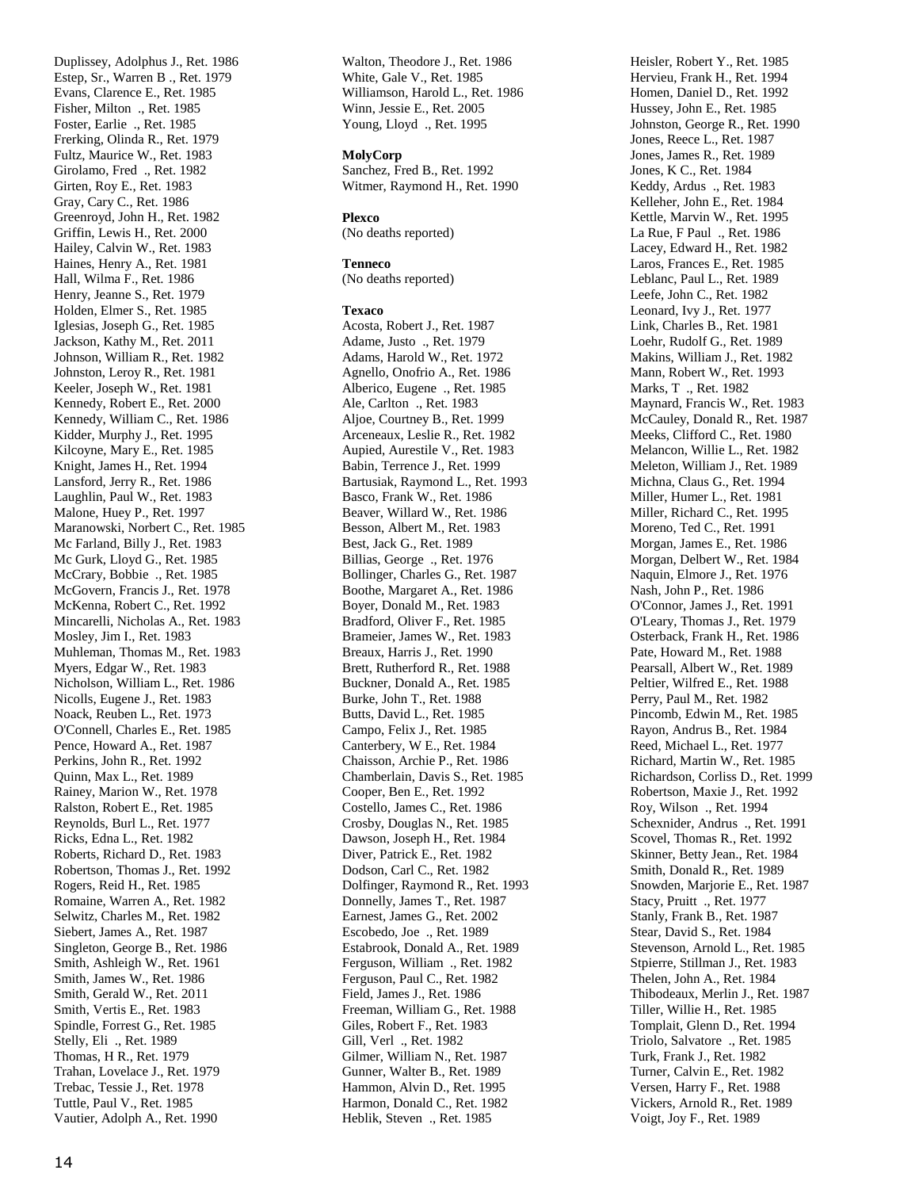Duplissey, Adolphus J., Ret. 1986
Estep, Sr., Warren B ., Ret. 1979
Evans, Clarence E., Ret. 1985
Fisher, Milton ., Ret. 1985
Foster, Earlie ., Ret. 1985
Frerking, Olinda R., Ret. 1979
Fultz, Maurice W., Ret. 1983
Girolamo, Fred ., Ret. 1982
Girten, Roy E., Ret. 1983
Gray, Cary C., Ret. 1986
Greenroyd, John H., Ret. 1982
Griffin, Lewis H., Ret. 2000
Hailey, Calvin W., Ret. 1983
Haines, Henry A., Ret. 1981
Hall, Wilma F., Ret. 1986
Henry, Jeanne S., Ret. 1979
Holden, Elmer S., Ret. 1985
Iglesias, Joseph G., Ret. 1985
Jackson, Kathy M., Ret. 2011
Johnson, William R., Ret. 1982
Johnston, Leroy R., Ret. 1981
Keeler, Joseph W., Ret. 1981
Kennedy, Robert E., Ret. 2000
Kennedy, William C., Ret. 1986
Kidder, Murphy J., Ret. 1995
Kilcoyne, Mary E., Ret. 1985
Knight, James H., Ret. 1994
Lansford, Jerry R., Ret. 1986
Laughlin, Paul W., Ret. 1983
Malone, Huey P., Ret. 1997
Maranowski, Norbert C., Ret. 1985
Mc Farland, Billy J., Ret. 1983
Mc Gurk, Lloyd G., Ret. 1985
McCrary, Bobbie ., Ret. 1985
McGovern, Francis J., Ret. 1978
McKenna, Robert C., Ret. 1992
Mincarelli, Nicholas A., Ret. 1983
Mosley, Jim I., Ret. 1983
Muhleman, Thomas M., Ret. 1983
Myers, Edgar W., Ret. 1983
Nicholson, William L., Ret. 1986
Nicolls, Eugene J., Ret. 1983
Noack, Reuben L., Ret. 1973
O'Connell, Charles E., Ret. 1985
Pence, Howard A., Ret. 1987
Perkins, John R., Ret. 1992
Quinn, Max L., Ret. 1989
Rainey, Marion W., Ret. 1978
Ralston, Robert E., Ret. 1985
Reynolds, Burl L., Ret. 1977
Ricks, Edna L., Ret. 1982
Roberts, Richard D., Ret. 1983
Robertson, Thomas J., Ret. 1992
Rogers, Reid H., Ret. 1985
Romaine, Warren A., Ret. 1982
Selwitz, Charles M., Ret. 1982
Siebert, James A., Ret. 1987
Singleton, George B., Ret. 1986
Smith, Ashleigh W., Ret. 1961
Smith, James W., Ret. 1986
Smith, Gerald W., Ret. 2011
Smith, Vertis E., Ret. 1983
Spindle, Forrest G., Ret. 1985
Stelly, Eli ., Ret. 1989
Thomas, H R., Ret. 1979
Trahan, Lovelace J., Ret. 1979
Trebac, Tessie J., Ret. 1978
Tuttle, Paul V., Ret. 1985
Vautier, Adolph A., Ret. 1990
Walton, Theodore J., Ret. 1986
White, Gale V., Ret. 1985
Williamson, Harold L., Ret. 1986
Winn, Jessie E., Ret. 2005
Young, Lloyd ., Ret. 1995

**MolyCorp**

Sanchez, Fred B., Ret. 1992
Witmer, Raymond H., Ret. 1990

**Plexco**

(No deaths reported)

**Tenneco**

(No deaths reported)

**Texaco**

Acosta, Robert J., Ret. 1987
Adame, Justo ., Ret. 1979
Adams, Harold W., Ret. 1972
Agnello, Onofrio A., Ret. 1986
Alberico, Eugene ., Ret. 1985
Ale, Carlton ., Ret. 1983
Aljoe, Courtney B., Ret. 1999
Arceneaux, Leslie R., Ret. 1982
Aupied, Aurestile V., Ret. 1983
Babin, Terrence J., Ret. 1999
Bartusiak, Raymond L., Ret. 1993
Basco, Frank W., Ret. 1986
Beaver, Willard W., Ret. 1986
Besson, Albert M., Ret. 1983
Best, Jack G., Ret. 1989
Billias, George ., Ret. 1976
Bollinger, Charles G., Ret. 1987
Boothe, Margaret A., Ret. 1986
Boyer, Donald M., Ret. 1983
Bradford, Oliver F., Ret. 1985
Brameier, James W., Ret. 1983
Breaux, Harris J., Ret. 1990
Brett, Rutherford R., Ret. 1988
Buckner, Donald A., Ret. 1985
Burke, John T., Ret. 1988
Butts, David L., Ret. 1985
Campo, Felix J., Ret. 1985
Canterbery, W E., Ret. 1984
Chaisson, Archie P., Ret. 1986
Chamberlain, Davis S., Ret. 1985
Cooper, Ben E., Ret. 1992
Costello, James C., Ret. 1986
Crosby, Douglas N., Ret. 1985
Dawson, Joseph H., Ret. 1984
Diver, Patrick E., Ret. 1982
Dodson, Carl C., Ret. 1982
Dolfinger, Raymond R., Ret. 1993
Donnelly, James T., Ret. 1987
Earnest, James G., Ret. 2002
Escobedo, Joe ., Ret. 1989
Estabrook, Donald A., Ret. 1989
Ferguson, William ., Ret. 1982
Ferguson, Paul C., Ret. 1982
Field, James J., Ret. 1986
Freeman, William G., Ret. 1988
Giles, Robert F., Ret. 1983
Gill, Verl ., Ret. 1982
Gilmer, William N., Ret. 1987
Gunner, Walter B., Ret. 1989
Hammon, Alvin D., Ret. 1995
Harmon, Donald C., Ret. 1982
Heblik, Steven ., Ret. 1985
Heisler, Robert Y., Ret. 1985
Hervieu, Frank H., Ret. 1994
Homen, Daniel D., Ret. 1992
Hussey, John E., Ret. 1985
Johnston, George R., Ret. 1990
Jones, Reece L., Ret. 1987
Jones, James R., Ret. 1989
Jones, K C., Ret. 1984
Keddy, Ardus ., Ret. 1983
Kelleher, John E., Ret. 1984
Kettle, Marvin W., Ret. 1995
La Rue, F Paul ., Ret. 1986
Lacey, Edward H., Ret. 1982
Laros, Frances E., Ret. 1985
Leblanc, Paul L., Ret. 1989
Leefe, John C., Ret. 1982
Leonard, Ivy J., Ret. 1977
Link, Charles B., Ret. 1981
Loehr, Rudolf G., Ret. 1989
Makins, William J., Ret. 1982
Mann, Robert W., Ret. 1993
Marks, T ., Ret. 1982
Maynard, Francis W., Ret. 1983
McCauley, Donald R., Ret. 1987
Meeks, Clifford C., Ret. 1980
Melancon, Willie L., Ret. 1982
Meleton, William J., Ret. 1989
Michna, Claus G., Ret. 1994
Miller, Humer L., Ret. 1981
Miller, Richard C., Ret. 1995
Moreno, Ted C., Ret. 1991
Morgan, James E., Ret. 1986
Morgan, Delbert W., Ret. 1984
Naquin, Elmore J., Ret. 1976
Nash, John P., Ret. 1986
O'Connor, James J., Ret. 1991
O'Leary, Thomas J., Ret. 1979
Osterback, Frank H., Ret. 1986
Pate, Howard M., Ret. 1988
Pearsall, Albert W., Ret. 1989
Peltier, Wilfred E., Ret. 1988
Perry, Paul M., Ret. 1982
Pincomb, Edwin M., Ret. 1985
Rayon, Andrus B., Ret. 1984
Reed, Michael L., Ret. 1977
Richard, Martin W., Ret. 1985
Richardson, Corliss D., Ret. 1999
Robertson, Maxie J., Ret. 1992
Roy, Wilson ., Ret. 1994
Schexnider, Andrus ., Ret. 1991
Scovel, Thomas R., Ret. 1992
Skinner, Betty Jean., Ret. 1984
Smith, Donald R., Ret. 1989
Snowden, Marjorie E., Ret. 1987
Stacy, Pruitt ., Ret. 1977
Stanly, Frank B., Ret. 1987
Stear, David S., Ret. 1984
Stevenson, Arnold L., Ret. 1985
Stpierre, Stillman J., Ret. 1983
Thelen, John A., Ret. 1984
Thibodeaux, Merlin J., Ret. 1987
Tiller, Willie H., Ret. 1985
Tomplait, Glenn D., Ret. 1994
Triolo, Salvatore ., Ret. 1985
Turk, Frank J., Ret. 1982
Turner, Calvin E., Ret. 1982
Versen, Harry F., Ret. 1988
Vickers, Arnold R., Ret. 1989
Voigt, Joy F., Ret. 1989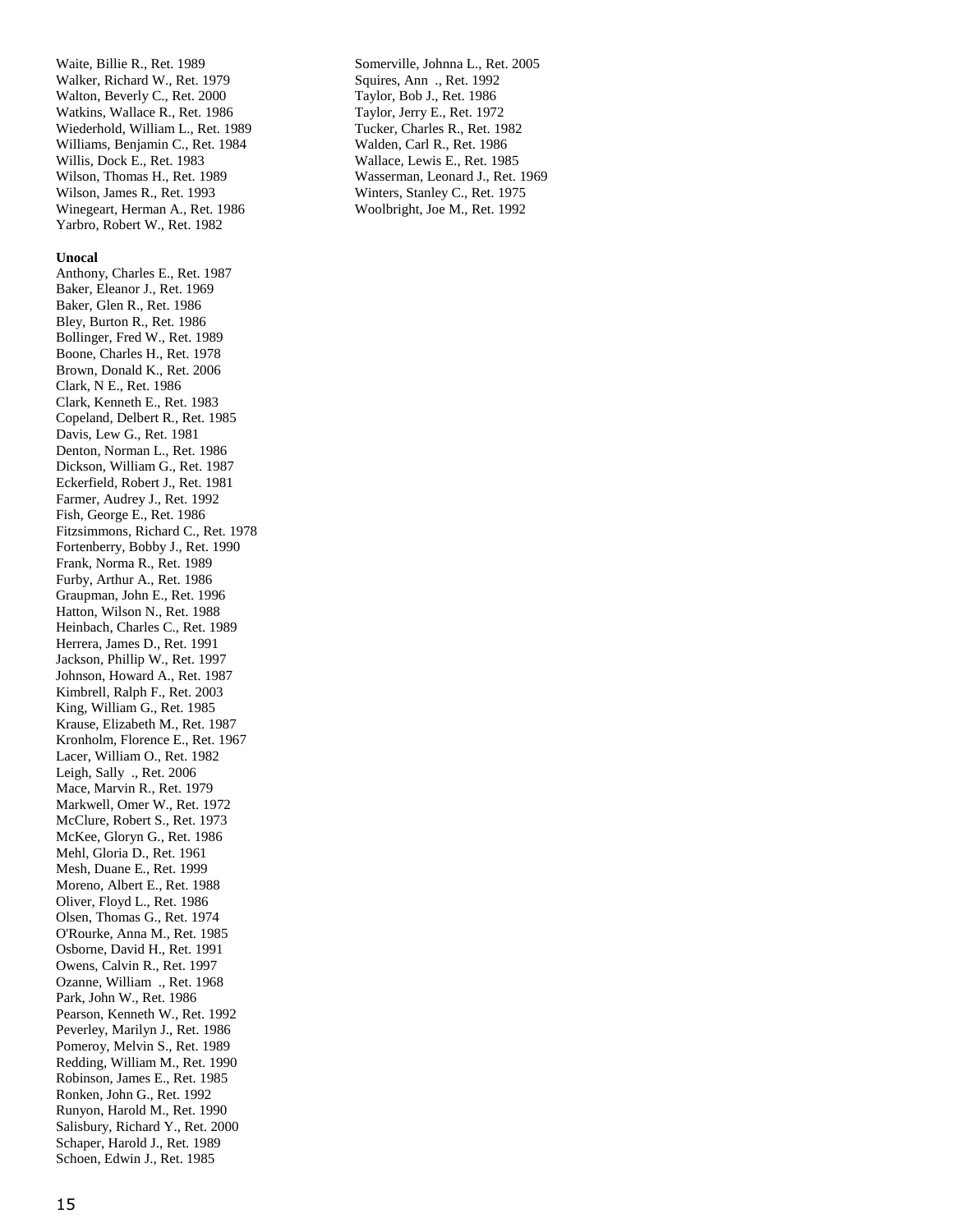Waite, Billie R., Ret. 1989
Walker, Richard W., Ret. 1979
Walton, Beverly C., Ret. 2000
Watkins, Wallace R., Ret. 1986
Wiederhold, William L., Ret. 1989
Williams, Benjamin C., Ret. 1984
Willis, Dock E., Ret. 1983
Wilson, Thomas H., Ret. 1989
Wilson, James R., Ret. 1993
Winegeart, Herman A., Ret. 1986
Yarbro, Robert W., Ret. 1982

**Unocal**

Anthony, Charles E., Ret. 1987
Baker, Eleanor J., Ret. 1969
Baker, Glen R., Ret. 1986
Bley, Burton R., Ret. 1986
Bollinger, Fred W., Ret. 1989
Boone, Charles H., Ret. 1978
Brown, Donald K., Ret. 2006
Clark, N E., Ret. 1986
Clark, Kenneth E., Ret. 1983
Copeland, Delbert R., Ret. 1985
Davis, Lew G., Ret. 1981
Denton, Norman L., Ret. 1986
Dickson, William G., Ret. 1987
Eckerfield, Robert J., Ret. 1981
Farmer, Audrey J., Ret. 1992
Fish, George E., Ret. 1986
Fitzsimmons, Richard C., Ret. 1978
Fortenberry, Bobby J., Ret. 1990
Frank, Norma R., Ret. 1989
Furby, Arthur A., Ret. 1986
Graupman, John E., Ret. 1996
Hatton, Wilson N., Ret. 1988
Heinbach, Charles C., Ret. 1989
Herrera, James D., Ret. 1991
Jackson, Phillip W., Ret. 1997
Johnson, Howard A., Ret. 1987
Kimbrell, Ralph F., Ret. 2003
King, William G., Ret. 1985
Krause, Elizabeth M., Ret. 1987
Kronholm, Florence E., Ret. 1967
Lacer, William O., Ret. 1982
Leigh, Sally ., Ret. 2006
Mace, Marvin R., Ret. 1979
Markwell, Omer W., Ret. 1972
McClure, Robert S., Ret. 1973
McKee, Gloryn G., Ret. 1986
Mehl, Gloria D., Ret. 1961
Mesh, Duane E., Ret. 1999
Moreno, Albert E., Ret. 1988
Oliver, Floyd L., Ret. 1986
Olsen, Thomas G., Ret. 1974
O'Rourke, Anna M., Ret. 1985
Osborne, David H., Ret. 1991
Owens, Calvin R., Ret. 1997
Ozanne, William ., Ret. 1968
Park, John W., Ret. 1986
Pearson, Kenneth W., Ret. 1992
Peverley, Marilyn J., Ret. 1986
Pomeroy, Melvin S., Ret. 1989
Redding, William M., Ret. 1990
Robinson, James E., Ret. 1985
Ronken, John G., Ret. 1992
Runyon, Harold M., Ret. 1990
Salisbury, Richard Y., Ret. 2000
Schaper, Harold J., Ret. 1989
Schoen, Edwin J., Ret. 1985
Somerville, Johnna L., Ret. 2005
Squires, Ann ., Ret. 1992
Taylor, Bob J., Ret. 1986
Taylor, Jerry E., Ret. 1972
Tucker, Charles R., Ret. 1982
Walden, Carl R., Ret. 1986
Wallace, Lewis E., Ret. 1985
Wasserman, Leonard J., Ret. 1969
Winters, Stanley C., Ret. 1975
Woolbright, Joe M., Ret. 1992